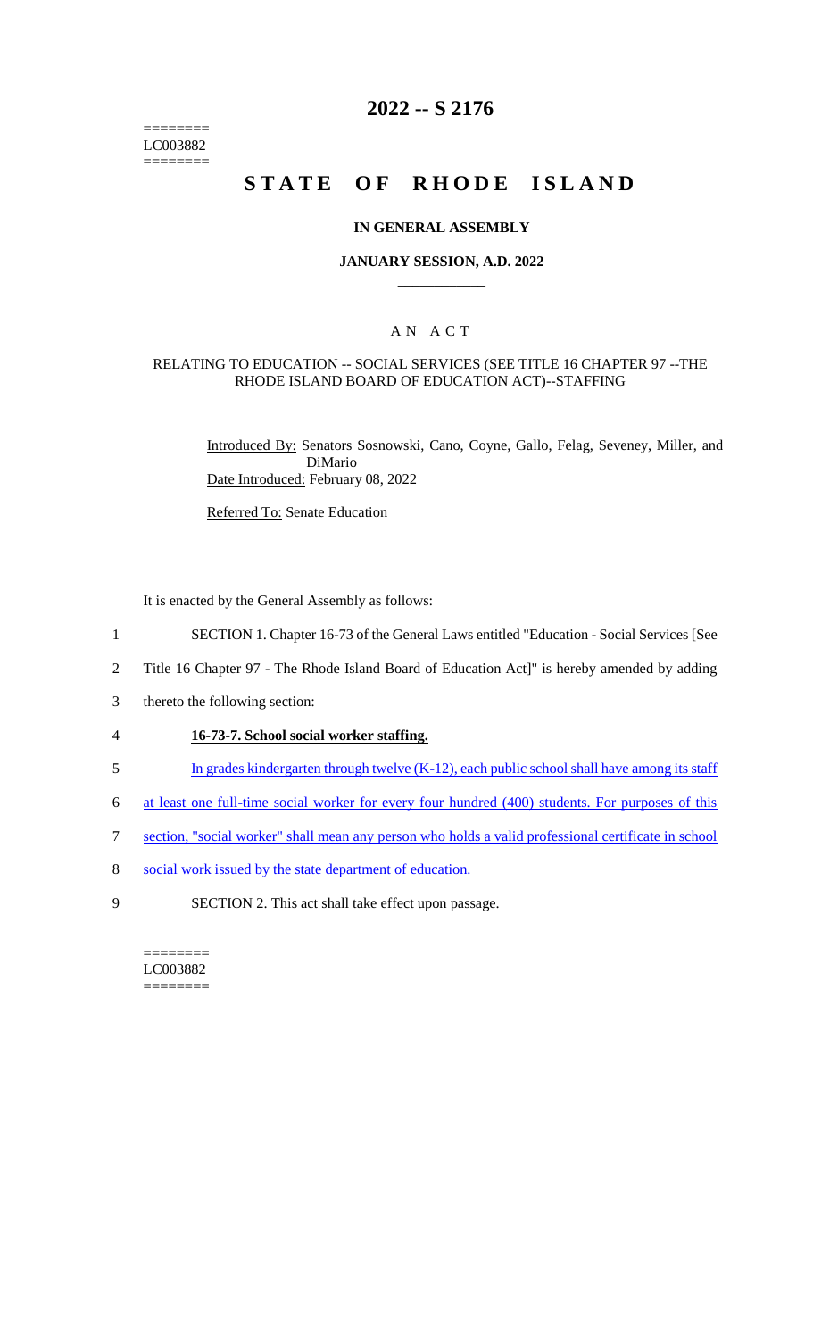========
LC003882
========

# 2022 -- S 2176

# STATE OF RHODE ISLAND

### IN GENERAL ASSEMBLY

### JANUARY SESSION, A.D. 2022

## A N A C T

### RELATING TO EDUCATION -- SOCIAL SERVICES (SEE TITLE 16 CHAPTER 97 --THE RHODE ISLAND BOARD OF EDUCATION ACT)--STAFFING

Introduced By: Senators Sosnowski, Cano, Coyne, Gallo, Felag, Seveney, Miller, and DiMario

Date Introduced: February 08, 2022

Referred To: Senate Education

It is enacted by the General Assembly as follows:

1 SECTION 1. Chapter 16-73 of the General Laws entitled "Education - Social Services [See
2 Title 16 Chapter 97 - The Rhode Island Board of Education Act]" is hereby amended by adding
3 thereto the following section:

4 **16-73-7. School social worker staffing.**

5 In grades kindergarten through twelve (K-12), each public school shall have among its staff
6 at least one full-time social worker for every four hundred (400) students. For purposes of this
7 section, "social worker" shall mean any person who holds a valid professional certificate in school
8 social work issued by the state department of education.

9 SECTION 2. This act shall take effect upon passage.

========
LC003882
========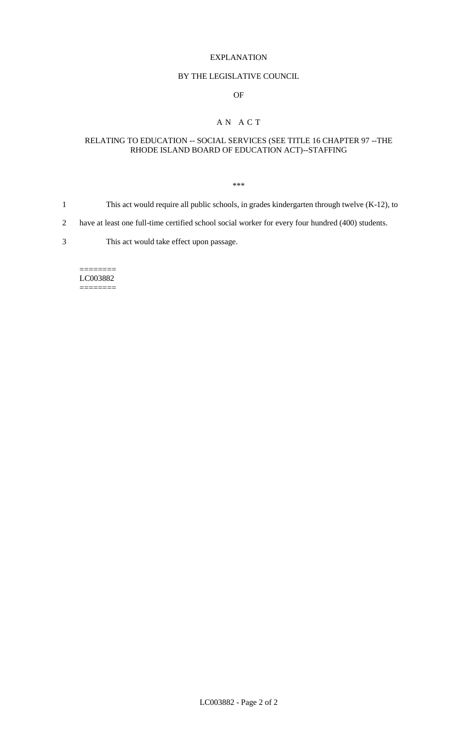EXPLANATION

BY THE LEGISLATIVE COUNCIL

OF

# A N A C T

RELATING TO EDUCATION -- SOCIAL SERVICES (SEE TITLE 16 CHAPTER 97 --THE RHODE ISLAND BOARD OF EDUCATION ACT)--STAFFING

***

1 This act would require all public schools, in grades kindergarten through twelve (K-12), to
2 have at least one full-time certified school social worker for every four hundred (400) students.
3 This act would take effect upon passage.

========
LC003882
========